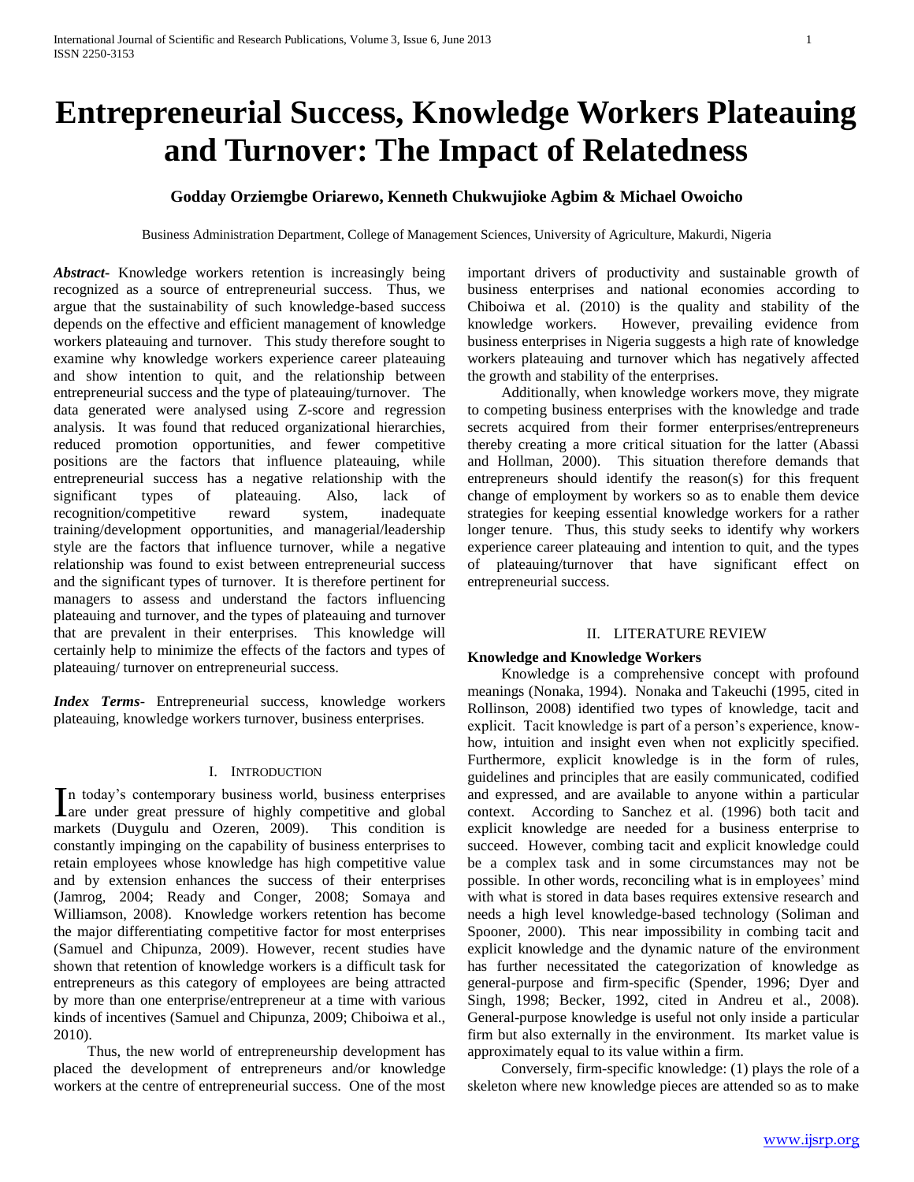# Entrepreneurial Success, Knowledge Workers Plateauing and Turnover: The Impact of Relatedness

**Godday Orziemgbe Oriarewo, Kenneth Chukwujioke Agbim & Michael Owoicho**

Business Administration Department, College of Management Sciences, University of Agriculture, Makurdi, Nigeria

***Abstract***- Knowledge workers retention is increasingly being recognized as a source of entrepreneurial success. Thus, we argue that the sustainability of such knowledge-based success depends on the effective and efficient management of knowledge workers plateauing and turnover. This study therefore sought to examine why knowledge workers experience career plateauing and show intention to quit, and the relationship between entrepreneurial success and the type of plateauing/turnover. The data generated were analysed using Z-score and regression analysis. It was found that reduced organizational hierarchies, reduced promotion opportunities, and fewer competitive positions are the factors that influence plateauing, while entrepreneurial success has a negative relationship with the significant types of plateauing. Also, lack of recognition/competitive reward system, inadequate training/development opportunities, and managerial/leadership style are the factors that influence turnover, while a negative relationship was found to exist between entrepreneurial success and the significant types of turnover. It is therefore pertinent for managers to assess and understand the factors influencing plateauing and turnover, and the types of plateauing and turnover that are prevalent in their enterprises. This knowledge will certainly help to minimize the effects of the factors and types of plateauing/ turnover on entrepreneurial success.

***Index Terms***- Entrepreneurial success, knowledge workers plateauing, knowledge workers turnover, business enterprises.

## I. Introduction

In today's contemporary business world, business enterprises are under great pressure of highly competitive and global markets (Duygulu and Ozeren, 2009). This condition is constantly impinging on the capability of business enterprises to retain employees whose knowledge has high competitive value and by extension enhances the success of their enterprises (Jamrog, 2004; Ready and Conger, 2008; Somaya and Williamson, 2008). Knowledge workers retention has become the major differentiating competitive factor for most enterprises (Samuel and Chipunza, 2009). However, recent studies have shown that retention of knowledge workers is a difficult task for entrepreneurs as this category of employees are being attracted by more than one enterprise/entrepreneur at a time with various kinds of incentives (Samuel and Chipunza, 2009; Chiboiwa et al., 2010).

Thus, the new world of entrepreneurship development has placed the development of entrepreneurs and/or knowledge workers at the centre of entrepreneurial success. One of the most important drivers of productivity and sustainable growth of business enterprises and national economies according to Chiboiwa et al. (2010) is the quality and stability of the knowledge workers. However, prevailing evidence from business enterprises in Nigeria suggests a high rate of knowledge workers plateauing and turnover which has negatively affected the growth and stability of the enterprises.

Additionally, when knowledge workers move, they migrate to competing business enterprises with the knowledge and trade secrets acquired from their former enterprises/entrepreneurs thereby creating a more critical situation for the latter (Abassi and Hollman, 2000). This situation therefore demands that entrepreneurs should identify the reason(s) for this frequent change of employment by workers so as to enable them device strategies for keeping essential knowledge workers for a rather longer tenure. Thus, this study seeks to identify why workers experience career plateauing and intention to quit, and the types of plateauing/turnover that have significant effect on entrepreneurial success.

## II. Literature Review

### Knowledge and Knowledge Workers

Knowledge is a comprehensive concept with profound meanings (Nonaka, 1994). Nonaka and Takeuchi (1995, cited in Rollinson, 2008) identified two types of knowledge, tacit and explicit. Tacit knowledge is part of a person's experience, know-how, intuition and insight even when not explicitly specified. Furthermore, explicit knowledge is in the form of rules, guidelines and principles that are easily communicated, codified and expressed, and are available to anyone within a particular context. According to Sanchez et al. (1996) both tacit and explicit knowledge are needed for a business enterprise to succeed. However, combing tacit and explicit knowledge could be a complex task and in some circumstances may not be possible. In other words, reconciling what is in employees' mind with what is stored in data bases requires extensive research and needs a high level knowledge-based technology (Soliman and Spooner, 2000). This near impossibility in combing tacit and explicit knowledge and the dynamic nature of the environment has further necessitated the categorization of knowledge as general-purpose and firm-specific (Spender, 1996; Dyer and Singh, 1998; Becker, 1992, cited in Andreu et al., 2008). General-purpose knowledge is useful not only inside a particular firm but also externally in the environment. Its market value is approximately equal to its value within a firm.

Conversely, firm-specific knowledge: (1) plays the role of a skeleton where new knowledge pieces are attended so as to make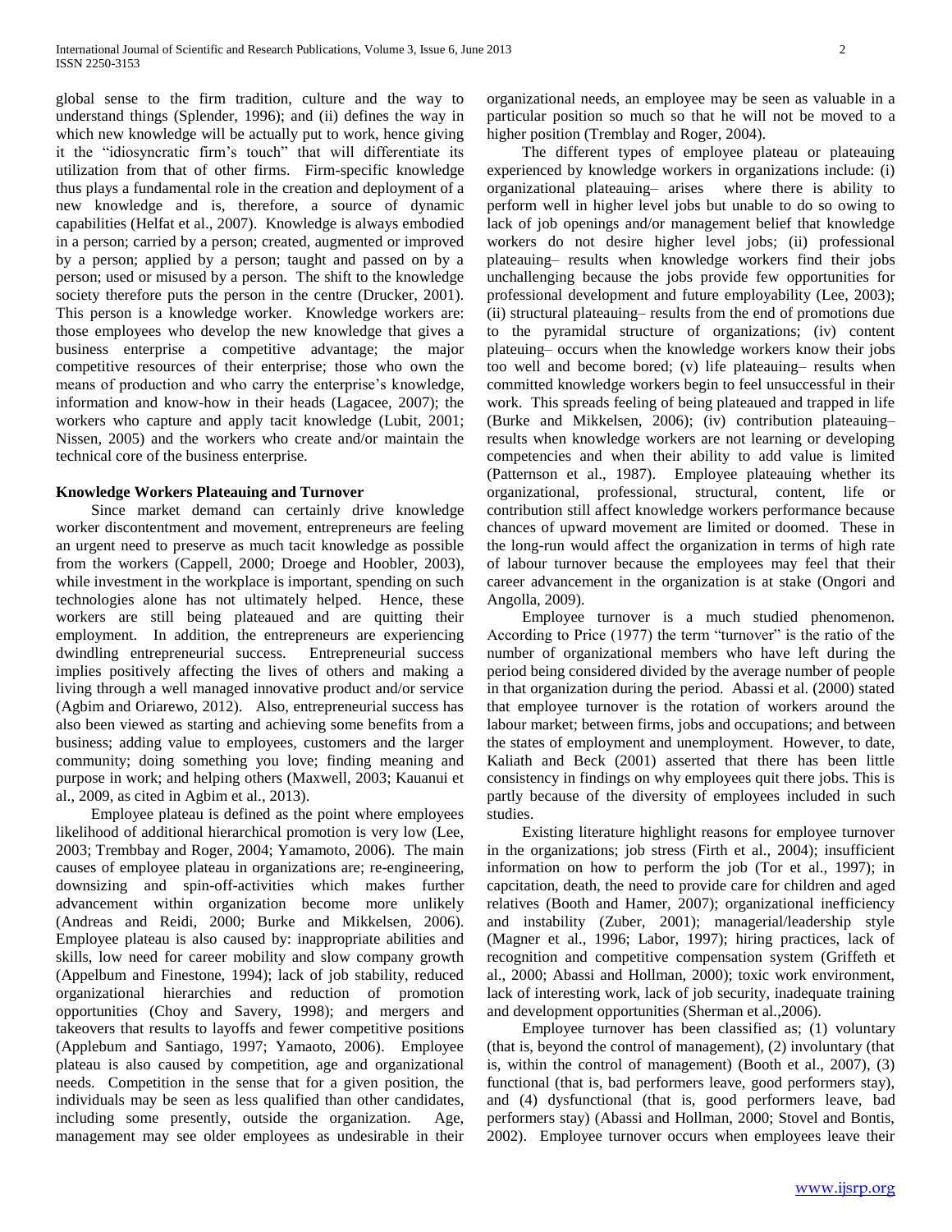global sense to the firm tradition, culture and the way to understand things (Splender, 1996); and (ii) defines the way in which new knowledge will be actually put to work, hence giving it the "idiosyncratic firm's touch" that will differentiate its utilization from that of other firms. Firm-specific knowledge thus plays a fundamental role in the creation and deployment of a new knowledge and is, therefore, a source of dynamic capabilities (Helfat et al., 2007). Knowledge is always embodied in a person; carried by a person; created, augmented or improved by a person; applied by a person; taught and passed on by a person; used or misused by a person. The shift to the knowledge society therefore puts the person in the centre (Drucker, 2001). This person is a knowledge worker. Knowledge workers are: those employees who develop the new knowledge that gives a business enterprise a competitive advantage; the major competitive resources of their enterprise; those who own the means of production and who carry the enterprise's knowledge, information and know-how in their heads (Lagacee, 2007); the workers who capture and apply tacit knowledge (Lubit, 2001; Nissen, 2005) and the workers who create and/or maintain the technical core of the business enterprise.

**Knowledge Workers Plateauing and Turnover**

Since market demand can certainly drive knowledge worker discontentment and movement, entrepreneurs are feeling an urgent need to preserve as much tacit knowledge as possible from the workers (Cappell, 2000; Droege and Hoobler, 2003), while investment in the workplace is important, spending on such technologies alone has not ultimately helped. Hence, these workers are still being plateaued and are quitting their employment. In addition, the entrepreneurs are experiencing dwindling entrepreneurial success. Entrepreneurial success implies positively affecting the lives of others and making a living through a well managed innovative product and/or service (Agbim and Oriarewo, 2012). Also, entrepreneurial success has also been viewed as starting and achieving some benefits from a business; adding value to employees, customers and the larger community; doing something you love; finding meaning and purpose in work; and helping others (Maxwell, 2003; Kauanui et al., 2009, as cited in Agbim et al., 2013).

Employee plateau is defined as the point where employees likelihood of additional hierarchical promotion is very low (Lee, 2003; Trembbay and Roger, 2004; Yamamoto, 2006). The main causes of employee plateau in organizations are; re-engineering, downsizing and spin-off-activities which makes further advancement within organization become more unlikely (Andreas and Reidi, 2000; Burke and Mikkelsen, 2006). Employee plateau is also caused by: inappropriate abilities and skills, low need for career mobility and slow company growth (Appelbum and Finestone, 1994); lack of job stability, reduced organizational hierarchies and reduction of promotion opportunities (Choy and Savery, 1998); and mergers and takeovers that results to layoffs and fewer competitive positions (Applebum and Santiago, 1997; Yamaoto, 2006). Employee plateau is also caused by competition, age and organizational needs. Competition in the sense that for a given position, the individuals may be seen as less qualified than other candidates, including some presently, outside the organization. Age, management may see older employees as undesirable in their organizational needs, an employee may be seen as valuable in a particular position so much so that he will not be moved to a higher position (Tremblay and Roger, 2004).

The different types of employee plateau or plateauing experienced by knowledge workers in organizations include: (i) organizational plateauing– arises where there is ability to perform well in higher level jobs but unable to do so owing to lack of job openings and/or management belief that knowledge workers do not desire higher level jobs; (ii) professional plateauing– results when knowledge workers find their jobs unchallenging because the jobs provide few opportunities for professional development and future employability (Lee, 2003); (ii) structural plateauing– results from the end of promotions due to the pyramidal structure of organizations; (iv) content plateuing– occurs when the knowledge workers know their jobs too well and become bored; (v) life plateauing– results when committed knowledge workers begin to feel unsuccessful in their work. This spreads feeling of being plateaued and trapped in life (Burke and Mikkelsen, 2006); (iv) contribution plateauing– results when knowledge workers are not learning or developing competencies and when their ability to add value is limited (Patternson et al., 1987). Employee plateauing whether its organizational, professional, structural, content, life or contribution still affect knowledge workers performance because chances of upward movement are limited or doomed. These in the long-run would affect the organization in terms of high rate of labour turnover because the employees may feel that their career advancement in the organization is at stake (Ongori and Angolla, 2009).

Employee turnover is a much studied phenomenon. According to Price (1977) the term "turnover" is the ratio of the number of organizational members who have left during the period being considered divided by the average number of people in that organization during the period. Abassi et al. (2000) stated that employee turnover is the rotation of workers around the labour market; between firms, jobs and occupations; and between the states of employment and unemployment. However, to date, Kaliath and Beck (2001) asserted that there has been little consistency in findings on why employees quit there jobs. This is partly because of the diversity of employees included in such studies.

Existing literature highlight reasons for employee turnover in the organizations; job stress (Firth et al., 2004); insufficient information on how to perform the job (Tor et al., 1997); in capcitation, death, the need to provide care for children and aged relatives (Booth and Hamer, 2007); organizational inefficiency and instability (Zuber, 2001); managerial/leadership style (Magner et al., 1996; Labor, 1997); hiring practices, lack of recognition and competitive compensation system (Griffeth et al., 2000; Abassi and Hollman, 2000); toxic work environment, lack of interesting work, lack of job security, inadequate training and development opportunities (Sherman et al.,2006).

Employee turnover has been classified as; (1) voluntary (that is, beyond the control of management), (2) involuntary (that is, within the control of management) (Booth et al., 2007), (3) functional (that is, bad performers leave, good performers stay), and (4) dysfunctional (that is, good performers leave, bad performers stay) (Abassi and Hollman, 2000; Stovel and Bontis, 2002). Employee turnover occurs when employees leave their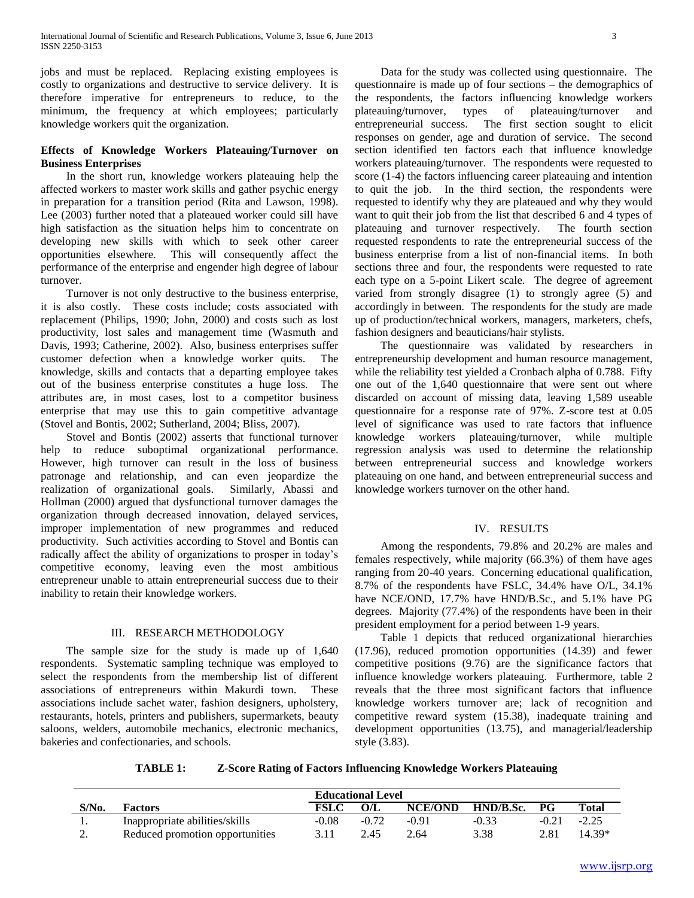jobs and must be replaced. Replacing existing employees is costly to organizations and destructive to service delivery. It is therefore imperative for entrepreneurs to reduce, to the minimum, the frequency at which employees; particularly knowledge workers quit the organization.

**Effects of Knowledge Workers Plateauing/Turnover on Business Enterprises**

In the short run, knowledge workers plateauing help the affected workers to master work skills and gather psychic energy in preparation for a transition period (Rita and Lawson, 1998). Lee (2003) further noted that a plateaued worker could sill have high satisfaction as the situation helps him to concentrate on developing new skills with which to seek other career opportunities elsewhere. This will consequently affect the performance of the enterprise and engender high degree of labour turnover.

Turnover is not only destructive to the business enterprise, it is also costly. These costs include; costs associated with replacement (Philips, 1990; John, 2000) and costs such as lost productivity, lost sales and management time (Wasmuth and Davis, 1993; Catherine, 2002). Also, business enterprises suffer customer defection when a knowledge worker quits. The knowledge, skills and contacts that a departing employee takes out of the business enterprise constitutes a huge loss. The attributes are, in most cases, lost to a competitor business enterprise that may use this to gain competitive advantage (Stovel and Bontis, 2002; Sutherland, 2004; Bliss, 2007).

Stovel and Bontis (2002) asserts that functional turnover help to reduce suboptimal organizational performance. However, high turnover can result in the loss of business patronage and relationship, and can even jeopardize the realization of organizational goals. Similarly, Abassi and Hollman (2000) argued that dysfunctional turnover damages the organization through decreased innovation, delayed services, improper implementation of new programmes and reduced productivity. Such activities according to Stovel and Bontis can radically affect the ability of organizations to prosper in today's competitive economy, leaving even the most ambitious entrepreneur unable to attain entrepreneurial success due to their inability to retain their knowledge workers.

## III. RESEARCH METHODOLOGY

The sample size for the study is made up of 1,640 respondents. Systematic sampling technique was employed to select the respondents from the membership list of different associations of entrepreneurs within Makurdi town. These associations include sachet water, fashion designers, upholstery, restaurants, hotels, printers and publishers, supermarkets, beauty saloons, welders, automobile mechanics, electronic mechanics, bakeries and confectionaries, and schools.

Data for the study was collected using questionnaire. The questionnaire is made up of four sections – the demographics of the respondents, the factors influencing knowledge workers plateauing/turnover, types of plateauing/turnover and entrepreneurial success. The first section sought to elicit responses on gender, age and duration of service. The second section identified ten factors each that influence knowledge workers plateauing/turnover. The respondents were requested to score (1-4) the factors influencing career plateauing and intention to quit the job. In the third section, the respondents were requested to identify why they are plateaued and why they would want to quit their job from the list that described 6 and 4 types of plateauing and turnover respectively. The fourth section requested respondents to rate the entrepreneurial success of the business enterprise from a list of non-financial items. In both sections three and four, the respondents were requested to rate each type on a 5-point Likert scale. The degree of agreement varied from strongly disagree (1) to strongly agree (5) and accordingly in between. The respondents for the study are made up of production/technical workers, managers, marketers, chefs, fashion designers and beauticians/hair stylists.

The questionnaire was validated by researchers in entrepreneurship employment development and human resource management, while the reliability test yielded a Cronbach alpha of 0.788. Fifty one out of the 1,640 questionnaire that were sent out where discarded on account of missing data, leaving 1,589 useable questionnaire for a response rate of 97%. Z-score test at 0.05 level of significance was used to rate factors that influence knowledge workers plateauing/turnover, while multiple regression analysis was used to determine the relationship between entrepreneurial success and knowledge workers plateauing on one hand, and between entrepreneurial success and knowledge workers turnover on the other hand.

## IV. RESULTS

Among the respondents, 79.8% and 20.2% are males and females respectively, while majority (66.3%) of them have ages ranging from 20-40 years. Concerning educational qualification, 8.7% of the respondents have FSLC, 34.4% have O/L, 34.1% have NCE/OND, 17.7% have HND/B.Sc., and 5.1% have PG degrees. Majority (77.4%) of the respondents have been in their president employment for a period between 1-9 years.

Table 1 depicts that reduced organizational hierarchies (17.96), reduced promotion opportunities (14.39) and fewer competitive positions (9.76) are the significance factors that influence knowledge workers plateauing. Furthermore, table 2 reveals that the three most significant factors that influence knowledge workers turnover are; lack of recognition and competitive reward system (15.38), inadequate training and development opportunities (13.75), and managerial/leadership style (3.83).

**TABLE 1: Z-Score Rating of Factors Influencing Knowledge Workers Plateauing**

| | | Educational Level | | | | | |
|---|---|---|---|---|---|---|---|
| S/No. | Factors | FSLC | O/L | NCE/OND | HND/B.Sc. | PG | Total |
| 1. | Inappropriate abilities/skills | -0.08 | -0.72 | -0.91 | -0.33 | -0.21 | -2.25 |
| 2. | Reduced promotion opportunities | 3.11 | 2.45 | 2.64 | 3.38 | 2.81 | 14.39* |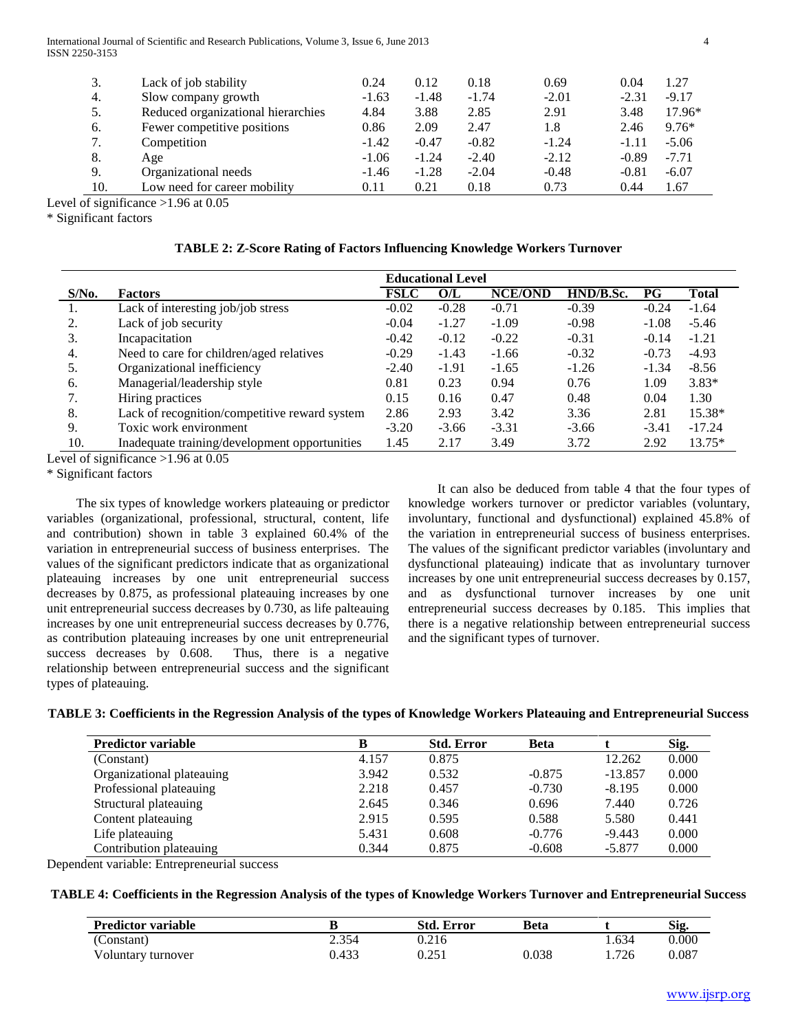| 3. | Lack of job stability | 0.24 | 0.12 | 0.18 | 0.69 | 0.04 | 1.27 |
|---|---|---|---|---|---|---|---|
| 4. | Slow company growth | -1.63 | -1.48 | -1.74 | -2.01 | -2.31 | -9.17 |
| 5. | Reduced organizational hierarchies | 4.84 | 3.88 | 2.85 | 2.91 | 3.48 | 17.96* |
| 6. | Fewer competitive positions | 0.86 | 2.09 | 2.47 | 1.8 | 2.46 | 9.76* |
| 7. | Competition | -1.42 | -0.47 | -0.82 | -1.24 | -1.11 | -5.06 |
| 8. | Age | -1.06 | -1.24 | -2.40 | -2.12 | -0.89 | -7.71 |
| 9. | Organizational needs | -1.46 | -1.28 | -2.04 | -0.48 | -0.81 | -6.07 |
| 10. | Low need for career mobility | 0.11 | 0.21 | 0.18 | 0.73 | 0.44 | 1.67 |

Level of significance >1.96 at 0.05

* Significant factors

**TABLE 2: Z-Score Rating of Factors Influencing Knowledge Workers Turnover**

| | | Educational Level | | | | | |
|---|---|---|---|---|---|---|---|
| S/No. | Factors | FSLC | O/L | NCE/OND | HND/B.Sc. | PG | Total |
| 1. | Lack of interesting job/job stress | -0.02 | -0.28 | -0.71 | -0.39 | -0.24 | -1.64 |
| 2. | Lack of job security | -0.04 | -1.27 | -1.09 | -0.98 | -1.08 | -5.46 |
| 3. | Incapacitation | -0.42 | -0.12 | -0.22 | -0.31 | -0.14 | -1.21 |
| 4. | Need to care for children/aged relatives | -0.29 | -1.43 | -1.66 | -0.32 | -0.73 | -4.93 |
| 5. | Organizational inefficiency | -2.40 | -1.91 | -1.65 | -1.26 | -1.34 | -8.56 |
| 6. | Managerial/leadership style | 0.81 | 0.23 | 0.94 | 0.76 | 1.09 | 3.83* |
| 7. | Hiring practices | 0.15 | 0.16 | 0.47 | 0.48 | 0.04 | 1.30 |
| 8. | Lack of recognition/competitive reward system | 2.86 | 2.93 | 3.42 | 3.36 | 2.81 | 15.38* |
| 9. | Toxic work environment | -3.20 | -3.66 | -3.31 | -3.66 | -3.41 | -17.24 |
| 10. | Inadequate training/development opportunities | 1.45 | 2.17 | 3.49 | 3.72 | 2.92 | 13.75* |

Level of significance >1.96 at 0.05

* Significant factors

The six types of knowledge workers plateauing or predictor variables (organizational, professional, structural, content, life and contribution) shown in table 3 explained 60.4% of the variation in entrepreneurial success of business enterprises. The values of the significant predictors indicate that as organizational plateauing increases by one unit entrepreneurial success decreases by 0.875, as professional plateauing increases by one unit entrepreneurial success decreases by 0.730, as life palteauing increases by one unit entrepreneurial success decreases by 0.776, as contribution plateauing increases by one unit entrepreneurial success decreases by 0.608. Thus, there is a negative relationship between entrepreneurial success and the significant types of plateauing.

It can also be deduced from table 4 that the four types of knowledge workers turnover or predictor variables (voluntary, involuntary, functional and dysfunctional) explained 45.8% of the variation in entrepreneurial success of business enterprises. The values of the significant predictor variables (involuntary and dysfunctional plateauing) indicate that as involuntary turnover increases by one unit entrepreneurial success decreases by 0.157, and as dysfunctional turnover increases by one unit entrepreneurial success decreases by 0.185. This implies that there is a negative relationship between entrepreneurial success and the significant types of turnover.

**TABLE 3: Coefficients in the Regression Analysis of the types of Knowledge Workers Plateauing and Entrepreneurial Success**

| Predictor variable | B | Std. Error | Beta | t | Sig. |
|---|---|---|---|---|---|
| (Constant) | 4.157 | 0.875 | | 12.262 | 0.000 |
| Organizational plateauing | 3.942 | 0.532 | -0.875 | -13.857 | 0.000 |
| Professional plateauing | 2.218 | 0.457 | -0.730 | -8.195 | 0.000 |
| Structural plateauing | 2.645 | 0.346 | 0.696 | 7.440 | 0.726 |
| Content plateauing | 2.915 | 0.595 | 0.588 | 5.580 | 0.441 |
| Life plateauing | 5.431 | 0.608 | -0.776 | -9.443 | 0.000 |
| Contribution plateauing | 0.344 | 0.875 | -0.608 | -5.877 | 0.000 |

Dependent variable: Entrepreneurial success

**TABLE 4: Coefficients in the Regression Analysis of the types of Knowledge Workers Turnover and Entrepreneurial Success**

| Predictor variable | B | Std. Error | Beta | t | Sig. |
|---|---|---|---|---|---|
| (Constant) | 2.354 | 0.216 | | 1.634 | 0.000 |
| Voluntary turnover | 0.433 | 0.251 | 0.038 | 1.726 | 0.087 |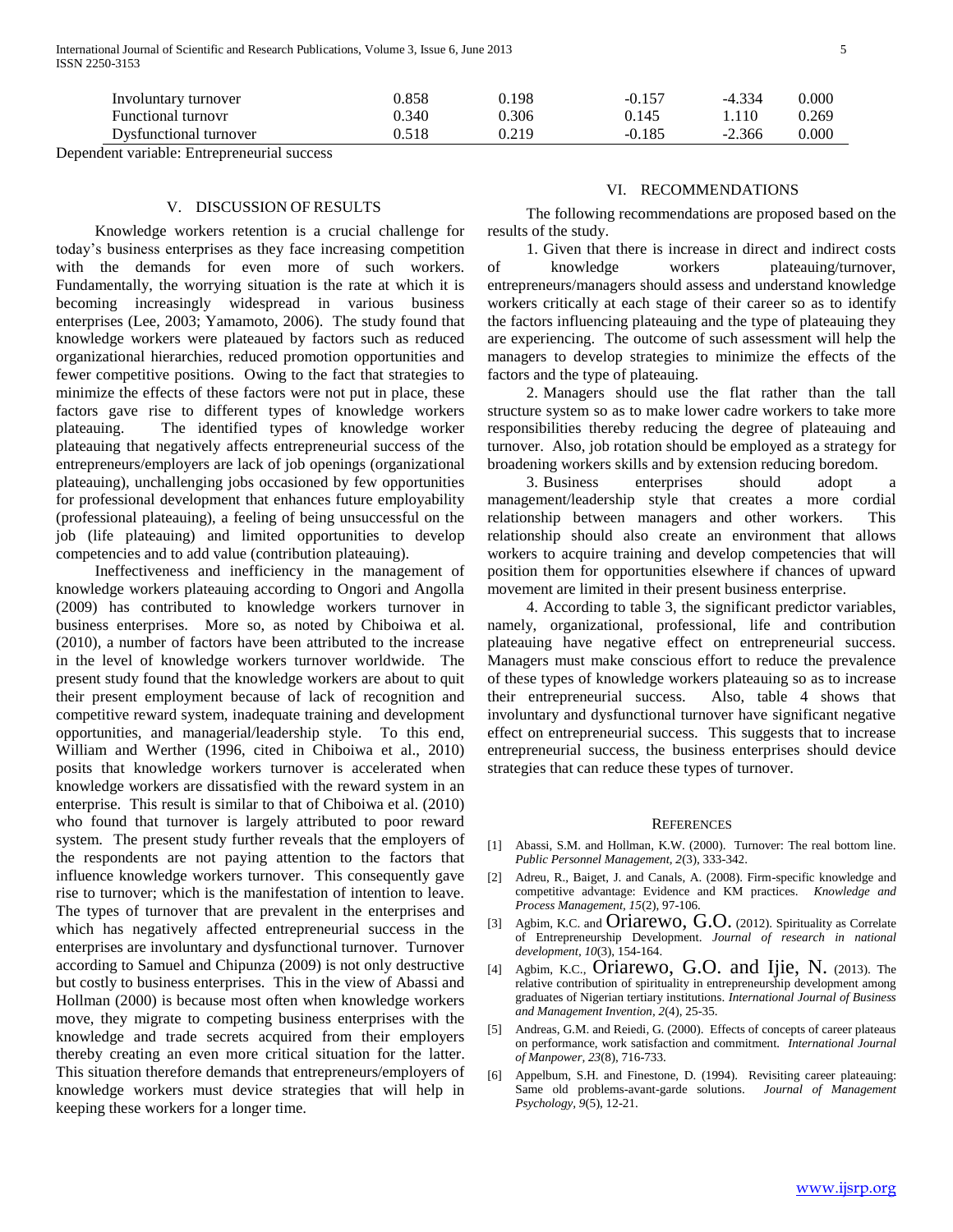| | | | | | |
|---|---|---|---|---|---|
| Involuntary turnover | 0.858 | 0.198 | -0.157 | -4.334 | 0.000 |
| Functional turnovr | 0.340 | 0.306 | 0.145 | 1.110 | 0.269 |
| Dysfunctional turnover | 0.518 | 0.219 | -0.185 | -2.366 | 0.000 |

Dependent variable: Entrepreneurial success

## V. Discussion of Results

Knowledge workers retention is a crucial challenge for today's business enterprises as they face increasing competition with the demands for even more of such workers. Fundamentally, the worrying situation is the rate at which it is becoming increasingly widespread in various business enterprises (Lee, 2003; Yamamoto, 2006). The study found that knowledge workers were plateaued by factors such as reduced organizational hierarchies, reduced promotion opportunities and fewer competitive positions. Owing to the fact that strategies to minimize the effects of these factors were not put in place, these factors gave rise to different types of knowledge workers plateauing. The identified types of knowledge worker plateauing that negatively affects entrepreneurial success of the entrepreneurs/employers are lack of job openings (organizational plateauing), unchallenging jobs occasioned by few opportunities for professional development that enhances future employability (professional plateauing), a feeling of being unsuccessful on the job (life plateauing) and limited opportunities to develop competencies and to add value (contribution plateauing).

Ineffectiveness and inefficiency in the management of knowledge workers plateauing according to Ongori and Angolla (2009) has contributed to knowledge workers turnover in business enterprises. More so, as noted by Chiboiwa et al. (2010), a number of factors have been attributed to the increase in the level of knowledge workers turnover worldwide. The present study found that the knowledge workers are about to quit their present employment because of lack of recognition and competitive reward system, inadequate training and development opportunities, and managerial/leadership style. To this end, William and Werther (1996, cited in Chiboiwa et al., 2010) posits that knowledge workers turnover is accelerated when knowledge workers are dissatisfied with the reward system in an enterprise. This result is similar to that of Chiboiwa et al. (2010) who found that turnover is largely attributed to poor reward system. The present study further reveals that the employers of the respondents are not paying attention to the factors that influence knowledge workers turnover. This consequently gave rise to turnover; which is the manifestation of intention to leave. The types of turnover that are prevalent in the enterprises and which has negatively affected entrepreneurial success in the enterprises are involuntary and dysfunctional turnover. Turnover according to Samuel and Chipunza (2009) is not only destructive but costly to business enterprises. This in the view of Abassi and Hollman (2000) is because most often when knowledge workers move, they migrate to competing business enterprises with the knowledge and trade secrets acquired from their employers thereby creating an even more critical situation for the latter. This situation therefore demands that entrepreneurs/employers of knowledge workers must device strategies that will help in keeping these workers for a longer time.

## VI. Recommendations

The following recommendations are proposed based on the results of the study.

1. Given that there is increase in direct and indirect costs of knowledge workers plateauing/turnover, entrepreneurs/managers should assess and understand knowledge workers critically at each stage of their career so as to identify the factors influencing plateauing and the type of plateauing they are experiencing. The outcome of such assessment will help the managers to develop strategies to minimize the effects of the factors and the type of plateauing.

2. Managers should use the flat rather than the tall structure system so as to make lower cadre workers to take more responsibilities thereby reducing the degree of plateauing and turnover. Also, job rotation should be employed as a strategy for broadening workers skills and by extension reducing boredom.

3. Business enterprises should adopt a management/leadership style that creates a more cordial relationship between managers and other workers. This relationship should also create an environment that allows workers to acquire training and develop competencies that will position them for opportunities elsewhere if chances of upward movement are limited in their present business enterprise.

4. According to table 3, the significant predictor variables, namely, organizational, professional, life and contribution plateauing have negative effect on entrepreneurial success. Managers must make conscious effort to reduce the prevalence of these types of knowledge workers plateauing so as to increase their entrepreneurial success. Also, table 4 shows that involuntary and dysfunctional turnover have significant negative effect on entrepreneurial success. This suggests that to increase entrepreneurial success, the business enterprises should device strategies that can reduce these types of turnover.

## References

[1] Abassi, S.M. and Hollman, K.W. (2000). Turnover: The real bottom line. *Public Personnel Management, 2*(3), 333-342.

[2] Adreu, R., Baiget, J. and Canals, A. (2008). Firm-specific knowledge and competitive advantage: Evidence and KM practices. *Knowledge and Process Management, 15*(2), 97-106.

[3] Agbim, K.C. and Oriarewo, G.O. (2012). Spirituality as Correlate of Entrepreneurship Development. *Journal of research in national development, 10*(3), 154-164.

[4] Agbim, K.C., Oriarewo, G.O. and Ijie, N. (2013). The relative contribution of spirituality in entrepreneurship development among graduates of Nigerian tertiary institutions. *International Journal of Business and Management Invention, 2*(4), 25-35.

[5] Andreas, G.M. and Reiedi, G. (2000). Effects of concepts of career plateaus on performance, work satisfaction and commitment. *International Journal of Manpower, 23*(8), 716-733.

[6] Appelbum, S.H. and Finestone, D. (1994). Revisiting career plateauing: Same old problems-avant-garde solutions. *Journal of Management Psychology, 9*(5), 12-21.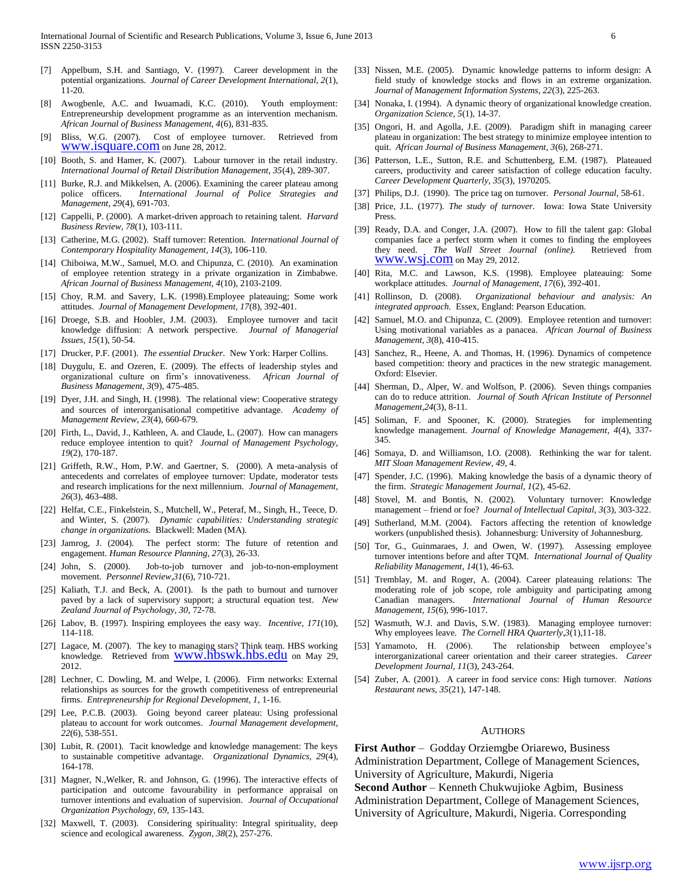[7] Appelbum, S.H. and Santiago, V. (1997). Career development in the potential organizations. *Journal of Career Development International, 2*(1), 11-20.

[8] Awogbenle, A.C. and Iwuamadi, K.C. (2010). Youth employment: Entrepreneurship development programme as an intervention mechanism. *African Journal of Business Management, 4*(6), 831-835.

[9] Bliss, W.G. (2007). Cost of employee turnover. Retrieved from www.isquare.com on June 28, 2012.

[10] Booth, S. and Hamer, K. (2007). Labour turnover in the retail industry. *International Journal of Retail Distribution Management, 35*(4), 289-307.

[11] Burke, R.J. and Mikkelsen, A. (2006). Examining the career plateau among police officers. *International Journal of Police Strategies and Management, 29*(4), 691-703.

[12] Cappelli, P. (2000). A market-driven approach to retaining talent. *Harvard Business Review, 78*(1), 103-111.

[13] Catherine, M.G. (2002). Staff turnover: Retention. *International Journal of Contemporary Hospitality Management, 14*(3), 106-110.

[14] Chiboiwa, M.W., Samuel, M.O. and Chipunza, C. (2010). An examination of employee retention strategy in a private organization in Zimbabwe. *African Journal of Business Management, 4*(10), 2103-2109.

[15] Choy, R.M. and Savery, L.K. (1998).Employee plateauing; Some work attitudes. *Journal of Management Development, 17*(8), 392-401.

[16] Droege, S.B. and Hoobler, J.M. (2003). Employee turnover and tacit knowledge diffusion: A network perspective. *Journal of Managerial Issues, 15*(1), 50-54.

[17] Drucker, P.F. (2001). *The essential Drucker*. New York: Harper Collins.

[18] Duygulu, E. and Ozeren, E. (2009). The effects of leadership styles and organizational culture on firm's innovativeness. *African Journal of Business Management, 3*(9), 475-485.

[19] Dyer, J.H. and Singh, H. (1998). The relational view: Cooperative strategy and sources of interorganisational competitive advantage. *Academy of Management Review, 23*(4), 660-679.

[20] Firth, L., David, J., Kathleen, A. and Claude, L. (2007). How can managers reduce employee intention to quit? *Journal of Management Psychology, 19*(2), 170-187.

[21] Griffeth, R.W., Hom, P.W. and Gaertner, S. (2000). A meta-analysis of antecedents and correlates of employee turnover: Update, moderator tests and research implications for the next millennium. *Journal of Management, 26*(3), 463-488.

[22] Helfat, C.E., Finkelstein, S., Mutchell, W., Peteraf, M., Singh, H., Teece, D. and Winter, S. (2007). *Dynamic capabilities: Understanding strategic change in organizations.* Blackwell: Maden (MA).

[23] Jamrog, J. (2004). The perfect storm: The future of retention and engagement. *Human Resource Planning, 27*(3), 26-33.

[24] John, S. (2000). Job-to-job turnover and job-to-non-employment movement. *Personnel Review,31*(6), 710-721.

[25] Kaliath, T.J. and Beck, A. (2001). Is the path to burnout and turnover paved by a lack of supervisory support; a structural equation test. *New Zealand Journal of Psychology, 30,* 72-78.

[26] Labov, B. (1997). Inspiring employees the easy way. *Incentive, 171*(10), 114-118.

[27] Lagace, M. (2007). The key to managing stars? Think team. HBS working knowledge. Retrieved from www.hbswk.hbs.edu on May 29, 2012.

[28] Lechner, C. Dowling, M. and Welpe, I. (2006). Firm networks: External relationships as sources for the growth competitiveness of entrepreneurial firms. *Entrepreneurship for Regional Development, 1,* 1-16.

[29] Lee, P.C.B. (2003). Going beyond career plateau: Using professional plateau to account for work outcomes. *Journal Management development, 22*(6), 538-551.

[30] Lubit, R. (2001). Tacit knowledge and knowledge management: The keys to sustainable competitive advantage. *Organizational Dynamics, 29*(4), 164-178.

[31] Magner, N.,Welker, R. and Johnson, G. (1996). The interactive effects of participation and outcome favourability in performance appraisal on turnover intentions and evaluation of supervision. *Journal of Occupational Organization Psychology, 69,* 135-143.

[32] Maxwell, T. (2003). Considering spirituality: Integral spirituality, deep science and ecological awareness. *Zygon, 38*(2), 257-276.

[33] Nissen, M.E. (2005). Dynamic knowledge patterns to inform design: A field study of knowledge stocks and flows in an extreme organization. *Journal of Management Information Systems, 22*(3), 225-263.

[34] Nonaka, I. (1994). A dynamic theory of organizational knowledge creation. *Organization Science, 5*(1), 14-37.

[35] Ongori, H. and Agolla, J.E. (2009). Paradigm shift in managing career plateau in organization: The best strategy to minimize employee intention to quit. *African Journal of Business Management, 3*(6), 268-271.

[36] Patterson, L.E., Sutton, R.E. and Schuttenberg, E.M. (1987). Plateaued careers, productivity and career satisfaction of college education faculty. *Career Development Quarterly, 35*(3), 1970205.

[37] Philips, D.J. (1990). The price tag on turnover. *Personal Journal,* 58-61.

[38] Price, J.L. (1977). *The study of turnover.* Iowa: Iowa State University Press.

[39] Ready, D.A. and Conger, J.A. (2007). How to fill the talent gap: Global companies face a perfect storm when it comes to finding the employees they need. *The Wall Street Journal (online).* Retrieved from www.wsj.com on May 29, 2012.

[40] Rita, M.C. and Lawson, K.S. (1998). Employee plateauing: Some workplace attitudes. *Journal of Management, 17*(6), 392-401.

[41] Rollinson, D. (2008). *Organizational behaviour and analysis: An integrated approach*. Essex, England: Pearson Education.

[42] Samuel, M.O. and Chipunza, C. (2009). Employee retention and turnover: Using motivational variables as a panacea. *African Journal of Business Management, 3*(8), 410-415.

[43] Sanchez, R., Heene, A. and Thomas, H. (1996). Dynamics of competence based competition: theory and practices in the new strategic management. Oxford: Elsevier.

[44] Sherman, D., Alper, W. and Wolfson, P. (2006). Seven things companies can do to reduce attrition. *Journal of South African Institute of Personnel Management,24*(3), 8-11.

[45] Soliman, F. and Spooner, K. (2000). Strategies for implementing knowledge management. *Journal of Knowledge Management, 4*(4), 337-345.

[46] Somaya, D. and Williamson, I.O. (2008). Rethinking the war for talent. *MIT Sloan Management Review, 49,* 4.

[47] Spender, J.C. (1996). Making knowledge the basis of a dynamic theory of the firm. *Strategic Management Journal, 1*(2), 45-62.

[48] Stovel, M. and Bontis, N. (2002). Voluntary turnover: Knowledge management – friend or foe? *Journal of Intellectual Capital, 3*(3), 303-322.

[49] Sutherland, M.M. (2004). Factors affecting the retention of knowledge workers (unpublished thesis). Johannesburg: University of Johannesburg.

[50] Tor, G., Guinmaraes, J. and Owen, W. (1997). Assessing employee turnover intentions before and after TQM. *International Journal of Quality Reliability Management, 14*(1), 46-63.

[51] Tremblay, M. and Roger, A. (2004). Career plateauing relations: The moderating role of job scope, role ambiguity and participating among Canadian managers. *International Journal of Human Resource Management, 15*(6), 996-1017.

[52] Wasmuth, W.J. and Davis, S.W. (1983). Managing employee turnover: Why employees leave. *The Cornell HRA Quarterly,3*(1),11-18.

[53] Yamamoto, H. (2006). The relationship between employee's interorganizational career orientation and their career strategies. *Career Development Journal, 11*(3), 243-264.

[54] Zuber, A. (2001). A career in food service cons: High turnover. *Nations Restaurant news, 35*(21), 147-148.

## AUTHORS

**First Author** – Godday Orziemgbe Oriarewo, Business Administration Department, College of Management Sciences, University of Agriculture, Makurdi, Nigeria

**Second Author** – Kenneth Chukwujioke Agbim, Business Administration Department, College of Management Sciences, University of Agriculture, Makurdi, Nigeria. Corresponding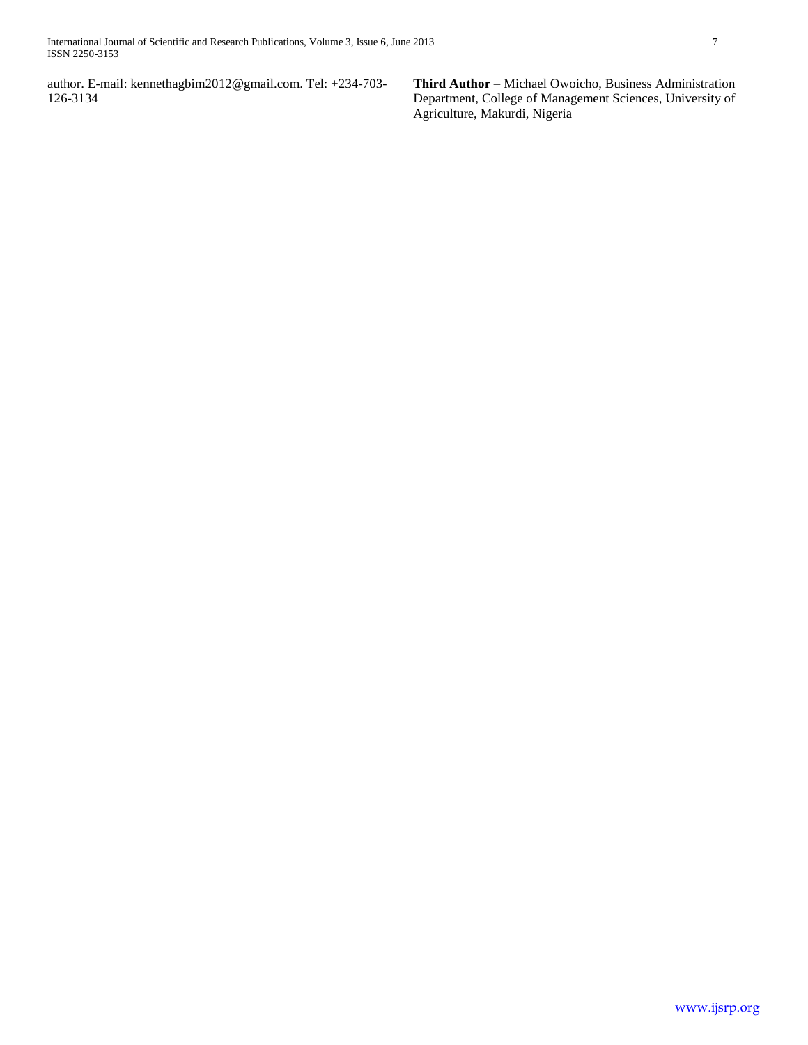author. E-mail: kennethagbim2012@gmail.com. Tel: +234-703-126-3134

**Third Author** – Michael Owoicho, Business Administration Department, College of Management Sciences, University of Agriculture, Makurdi, Nigeria